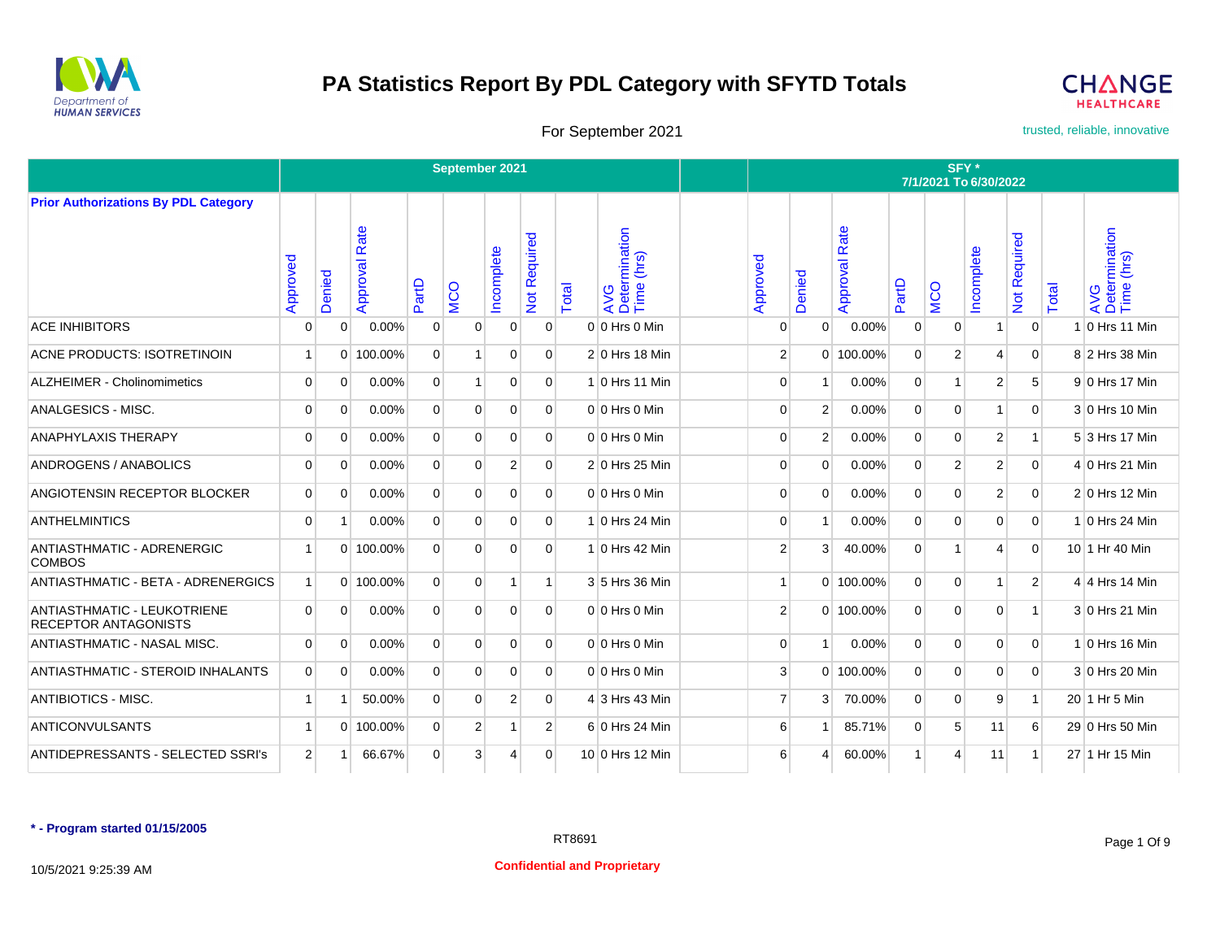# PA Statistics Report By PDL Category with SFYTD Totals

For September 2021

trusted, reliable, innovative

| Prior Authorizations By PDL Category | September 2021 | | | | | | | | | | SFY * 7/1/2021 To 6/30/2022 | | | | | | | | |
|---|---|---|---|---|---|---|---|---|---|---|---|---|---|---|---|---|---|---|---|
| | Approved | Denied | Approval Rate | PartD | MCO | Incomplete | Not Required | Total | AVG Determination Time (hrs) | | Approved | Denied | Approval Rate | PartD | MCO | Incomplete | Not Required | Total | AVG Determination Time (hrs) |
| ACE INHIBITORS | 0 | 0 | 0.00% | 0 | 0 | 0 | 0 | 0 | 0 Hrs 0 Min | | 0 | 0 | 0.00% | 0 | 0 | 1 | 0 | 1 | 0 Hrs 11 Min |
| ACNE PRODUCTS: ISOTRETINOIN | 1 | 0 | 100.00% | 0 | 1 | 0 | 0 | 2 | 0 Hrs 18 Min | | 2 | 0 | 100.00% | 0 | 2 | 4 | 0 | 8 | 2 Hrs 38 Min |
| ALZHEIMER - Cholinomimetics | 0 | 0 | 0.00% | 0 | 1 | 0 | 0 | 1 | 0 Hrs 11 Min | | 0 | 1 | 0.00% | 0 | 1 | 2 | 5 | 9 | 0 Hrs 17 Min |
| ANALGESICS - MISC. | 0 | 0 | 0.00% | 0 | 0 | 0 | 0 | 0 | 0 Hrs 0 Min | | 0 | 2 | 0.00% | 0 | 0 | 1 | 0 | 3 | 0 Hrs 10 Min |
| ANAPHYLAXIS THERAPY | 0 | 0 | 0.00% | 0 | 0 | 0 | 0 | 0 | 0 Hrs 0 Min | | 0 | 2 | 0.00% | 0 | 0 | 2 | 1 | 5 | 3 Hrs 17 Min |
| ANDROGENS / ANABOLICS | 0 | 0 | 0.00% | 0 | 0 | 2 | 0 | 2 | 0 Hrs 25 Min | | 0 | 0 | 0.00% | 0 | 2 | 2 | 0 | 4 | 0 Hrs 21 Min |
| ANGIOTENSIN RECEPTOR BLOCKER | 0 | 0 | 0.00% | 0 | 0 | 0 | 0 | 0 | 0 Hrs 0 Min | | 0 | 0 | 0.00% | 0 | 0 | 2 | 0 | 2 | 0 Hrs 12 Min |
| ANTHELMINTICS | 0 | 1 | 0.00% | 0 | 0 | 0 | 0 | 1 | 0 Hrs 24 Min | | 0 | 1 | 0.00% | 0 | 0 | 0 | 0 | 1 | 0 Hrs 24 Min |
| ANTIASTHMATIC - ADRENERGIC COMBOS | 1 | 0 | 100.00% | 0 | 0 | 0 | 0 | 1 | 0 Hrs 42 Min | | 2 | 3 | 40.00% | 0 | 1 | 4 | 0 | 10 | 1 Hr 40 Min |
| ANTIASTHMATIC - BETA - ADRENERGICS | 1 | 0 | 100.00% | 0 | 0 | 1 | 1 | 3 | 5 Hrs 36 Min | | 1 | 0 | 100.00% | 0 | 0 | 1 | 2 | 4 | 4 Hrs 14 Min |
| ANTIASTHMATIC - LEUKOTRIENE RECEPTOR ANTAGONISTS | 0 | 0 | 0.00% | 0 | 0 | 0 | 0 | 0 | 0 Hrs 0 Min | | 2 | 0 | 100.00% | 0 | 0 | 0 | 1 | 3 | 0 Hrs 21 Min |
| ANTIASTHMATIC - NASAL MISC. | 0 | 0 | 0.00% | 0 | 0 | 0 | 0 | 0 | 0 Hrs 0 Min | | 0 | 1 | 0.00% | 0 | 0 | 0 | 0 | 1 | 0 Hrs 16 Min |
| ANTIASTHMATIC - STEROID INHALANTS | 0 | 0 | 0.00% | 0 | 0 | 0 | 0 | 0 | 0 Hrs 0 Min | | 3 | 0 | 100.00% | 0 | 0 | 0 | 0 | 3 | 0 Hrs 20 Min |
| ANTIBIOTICS - MISC. | 1 | 1 | 50.00% | 0 | 0 | 2 | 0 | 4 | 3 Hrs 43 Min | | 7 | 3 | 70.00% | 0 | 0 | 9 | 1 | 20 | 1 Hr 5 Min |
| ANTICONVULSANTS | 1 | 0 | 100.00% | 0 | 2 | 1 | 2 | 6 | 0 Hrs 24 Min | | 6 | 1 | 85.71% | 0 | 5 | 11 | 6 | 29 | 0 Hrs 50 Min |
| ANTIDEPRESSANTS - SELECTED SSRI's | 2 | 1 | 66.67% | 0 | 3 | 4 | 0 | 10 | 0 Hrs 12 Min | | 6 | 4 | 60.00% | 1 | 4 | 11 | 1 | 27 | 1 Hr 15 Min |

**\* - Program started 01/15/2005**

RT8691

10/5/2021 9:25:39 AM

**Confidential and Proprietary**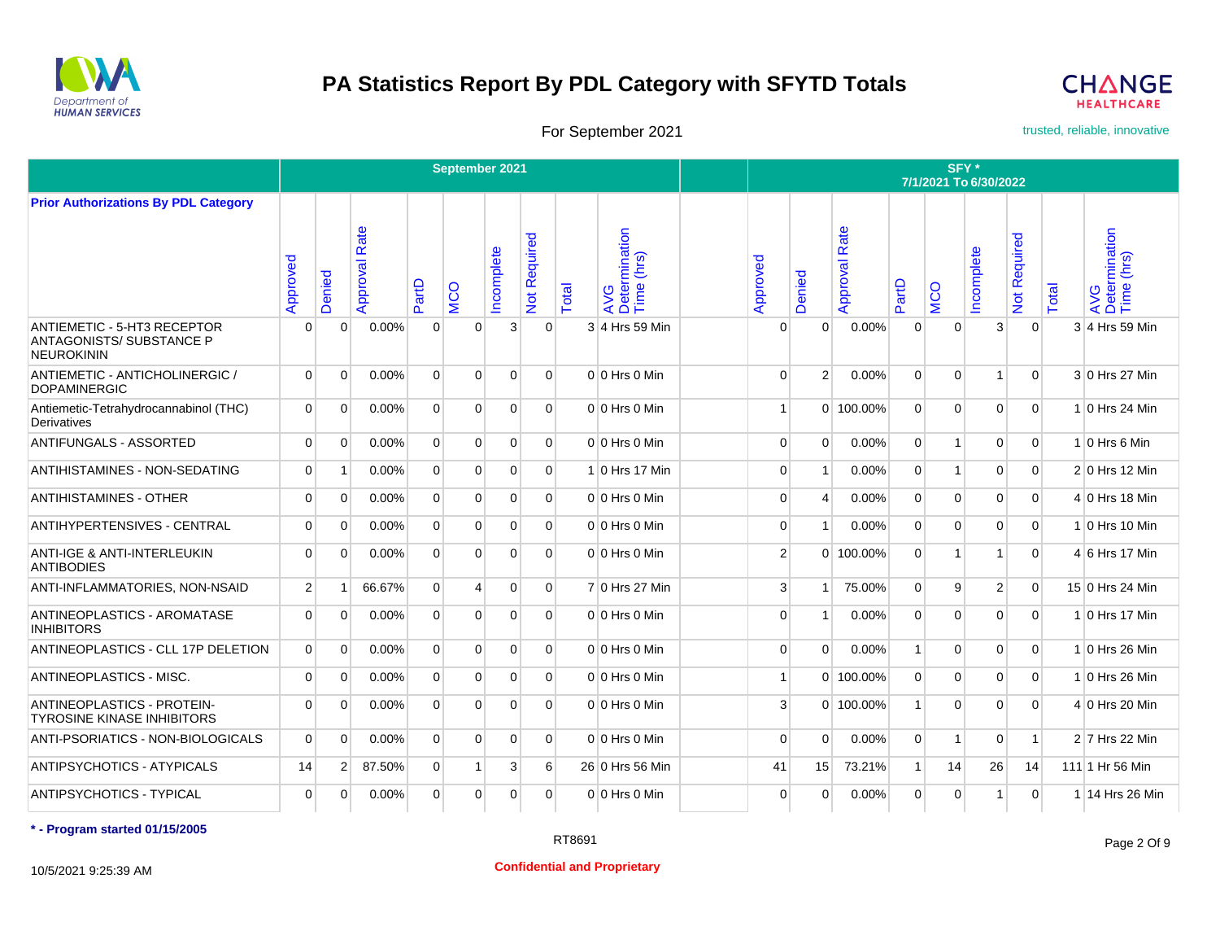# PA Statistics Report By PDL Category with SFYTD Totals

For September 2021

trusted, reliable, innovative

| Prior Authorizations By PDL Category | September 2021 | | | | | | | | | | SFY * 7/1/2021 To 6/30/2022 | | | | | | | | |
|---|---|---|---|---|---|---|---|---|---|---|---|---|---|---|---|---|---|---|---|
| | Approved | Denied | Approval Rate | PartD | MCO | Incomplete | Not Required | Total | AVG Determination Time (hrs) | | Approved | Denied | Approval Rate | PartD | MCO | Incomplete | Not Required | Total | AVG Determination Time (hrs) |
| ANTIEMETIC - 5-HT3 RECEPTOR ANTAGONISTS/ SUBSTANCE P NEUROKININ | 0 | 0 | 0.00% | 0 | 0 | 3 | 0 | 3 | 4 Hrs 59 Min | | 0 | 0 | 0.00% | 0 | 0 | 3 | 0 | 3 | 4 Hrs 59 Min |
| ANTIEMETIC - ANTICHOLINERGIC / DOPAMINERGIC | 0 | 0 | 0.00% | 0 | 0 | 0 | 0 | 0 | 0 Hrs 0 Min | | 0 | 2 | 0.00% | 0 | 0 | 1 | 0 | 3 | 0 Hrs 27 Min |
| Antiemetic-Tetrahydrocannabinol (THC) Derivatives | 0 | 0 | 0.00% | 0 | 0 | 0 | 0 | 0 | 0 Hrs 0 Min | | 1 | 0 | 100.00% | 0 | 0 | 0 | 0 | 1 | 0 Hrs 24 Min |
| ANTIFUNGALS - ASSORTED | 0 | 0 | 0.00% | 0 | 0 | 0 | 0 | 0 | 0 Hrs 0 Min | | 0 | 0 | 0.00% | 0 | 1 | 0 | 0 | 1 | 0 Hrs 6 Min |
| ANTIHISTAMINES - NON-SEDATING | 0 | 1 | 0.00% | 0 | 0 | 0 | 0 | 1 | 0 Hrs 17 Min | | 0 | 1 | 0.00% | 0 | 1 | 0 | 0 | 2 | 0 Hrs 12 Min |
| ANTIHISTAMINES - OTHER | 0 | 0 | 0.00% | 0 | 0 | 0 | 0 | 0 | 0 Hrs 0 Min | | 0 | 4 | 0.00% | 0 | 0 | 0 | 0 | 4 | 0 Hrs 18 Min |
| ANTIHYPERTENSIVES - CENTRAL | 0 | 0 | 0.00% | 0 | 0 | 0 | 0 | 0 | 0 Hrs 0 Min | | 0 | 1 | 0.00% | 0 | 0 | 0 | 0 | 1 | 0 Hrs 10 Min |
| ANTI-IGE & ANTI-INTERLEUKIN ANTIBODIES | 0 | 0 | 0.00% | 0 | 0 | 0 | 0 | 0 | 0 Hrs 0 Min | | 2 | 0 | 100.00% | 0 | 1 | 1 | 0 | 4 | 6 Hrs 17 Min |
| ANTI-INFLAMMATORIES, NON-NSAID | 2 | 1 | 66.67% | 0 | 4 | 0 | 0 | 7 | 0 Hrs 27 Min | | 3 | 1 | 75.00% | 0 | 9 | 2 | 0 | 15 | 0 Hrs 24 Min |
| ANTINEOPLASTICS - AROMATASE INHIBITORS | 0 | 0 | 0.00% | 0 | 0 | 0 | 0 | 0 | 0 Hrs 0 Min | | 0 | 1 | 0.00% | 0 | 0 | 0 | 0 | 1 | 0 Hrs 17 Min |
| ANTINEOPLASTICS - CLL 17P DELETION | 0 | 0 | 0.00% | 0 | 0 | 0 | 0 | 0 | 0 Hrs 0 Min | | 0 | 0 | 0.00% | 1 | 0 | 0 | 0 | 1 | 0 Hrs 26 Min |
| ANTINEOPLASTICS - MISC. | 0 | 0 | 0.00% | 0 | 0 | 0 | 0 | 0 | 0 Hrs 0 Min | | 1 | 0 | 100.00% | 0 | 0 | 0 | 0 | 1 | 0 Hrs 26 Min |
| ANTINEOPLASTICS - PROTEIN-TYROSINE KINASE INHIBITORS | 0 | 0 | 0.00% | 0 | 0 | 0 | 0 | 0 | 0 Hrs 0 Min | | 3 | 0 | 100.00% | 1 | 0 | 0 | 0 | 4 | 0 Hrs 20 Min |
| ANTI-PSORIATICS - NON-BIOLOGICALS | 0 | 0 | 0.00% | 0 | 0 | 0 | 0 | 0 | 0 Hrs 0 Min | | 0 | 0 | 0.00% | 0 | 1 | 0 | 1 | 2 | 7 Hrs 22 Min |
| ANTIPSYCHOTICS - ATYPICALS | 14 | 2 | 87.50% | 0 | 1 | 3 | 6 | 26 | 0 Hrs 56 Min | | 41 | 15 | 73.21% | 1 | 14 | 26 | 14 | 111 | 1 Hr 56 Min |
| ANTIPSYCHOTICS - TYPICAL | 0 | 0 | 0.00% | 0 | 0 | 0 | 0 | 0 | 0 Hrs 0 Min | | 0 | 0 | 0.00% | 0 | 0 | 1 | 0 | 1 | 14 Hrs 26 Min |

**\* - Program started 01/15/2005**

RT8691

10/5/2021 9:25:39 AM

**Confidential and Proprietary**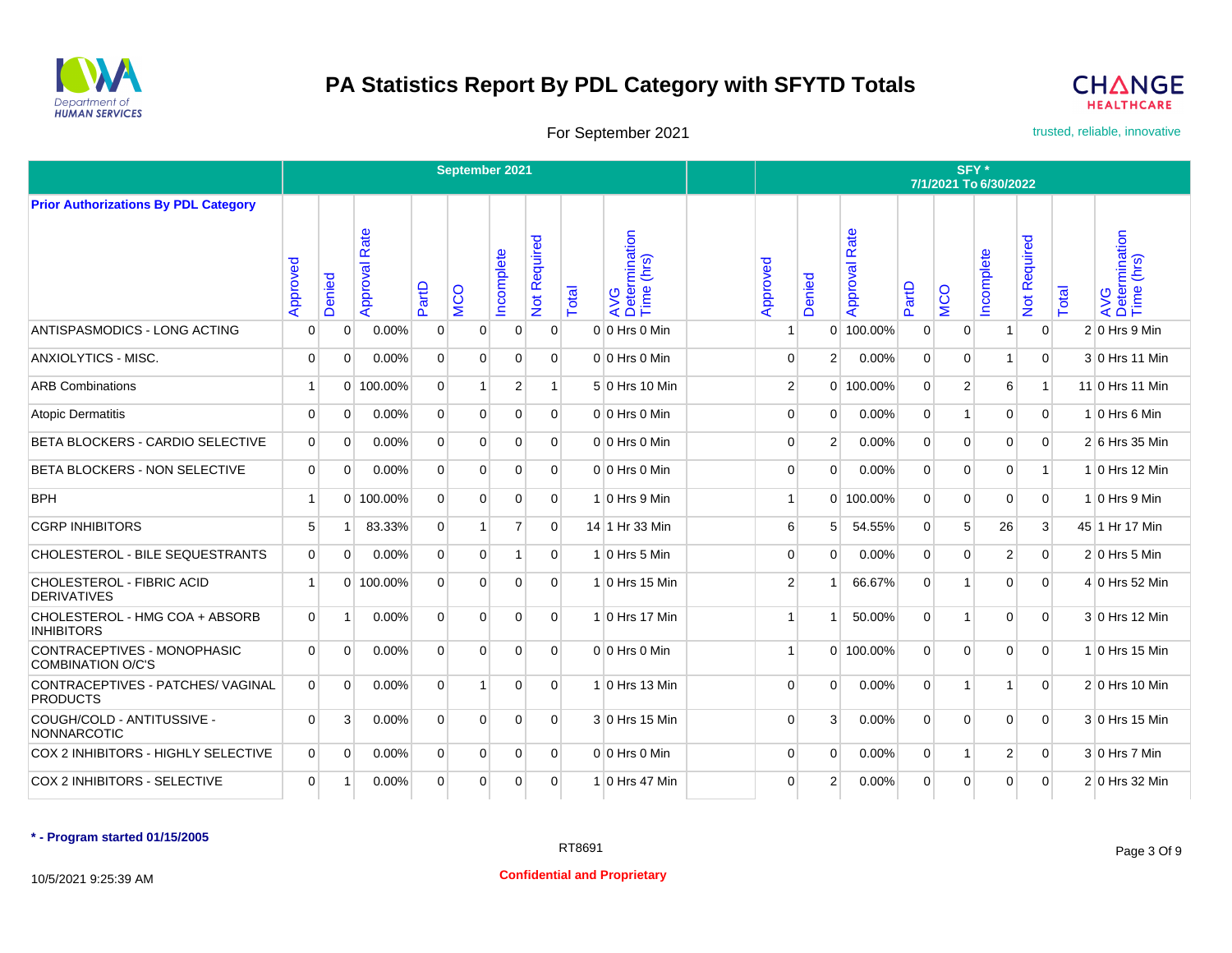# PA Statistics Report By PDL Category with SFYTD Totals

For September 2021

trusted, reliable, innovative

| Prior Authorizations By PDL Category | September 2021 | | | | | | | | | | SFY * 7/1/2021 To 6/30/2022 | | | | | | | | |
|---|---|---|---|---|---|---|---|---|---|---|---|---|---|---|---|---|---|---|---|
| | Approved | Denied | Approval Rate | PartD | MCO | Incomplete | Not Required | Total | AVG Determination Time (hrs) | | Approved | Denied | Approval Rate | PartD | MCO | Incomplete | Not Required | Total | AVG Determination Time (hrs) |
| ANTISPASMODICS - LONG ACTING | 0 | 0 | 0.00% | 0 | 0 | 0 | 0 | 0 | 0 Hrs 0 Min | | 1 | 0 | 100.00% | 0 | 0 | 1 | 0 | 2 | 0 Hrs 9 Min |
| ANXIOLYTICS - MISC. | 0 | 0 | 0.00% | 0 | 0 | 0 | 0 | 0 | 0 Hrs 0 Min | | 0 | 2 | 0.00% | 0 | 0 | 1 | 0 | 3 | 0 Hrs 11 Min |
| ARB Combinations | 1 | 0 | 100.00% | 0 | 1 | 2 | 1 | 5 | 0 Hrs 10 Min | | 2 | 0 | 100.00% | 0 | 2 | 6 | 1 | 11 | 0 Hrs 11 Min |
| Atopic Dermatitis | 0 | 0 | 0.00% | 0 | 0 | 0 | 0 | 0 | 0 Hrs 0 Min | | 0 | 0 | 0.00% | 0 | 1 | 0 | 0 | 1 | 0 Hrs 6 Min |
| BETA BLOCKERS - CARDIO SELECTIVE | 0 | 0 | 0.00% | 0 | 0 | 0 | 0 | 0 | 0 Hrs 0 Min | | 0 | 2 | 0.00% | 0 | 0 | 0 | 0 | 2 | 6 Hrs 35 Min |
| BETA BLOCKERS - NON SELECTIVE | 0 | 0 | 0.00% | 0 | 0 | 0 | 0 | 0 | 0 Hrs 0 Min | | 0 | 0 | 0.00% | 0 | 0 | 0 | 1 | 1 | 0 Hrs 12 Min |
| BPH | 1 | 0 | 100.00% | 0 | 0 | 0 | 0 | 1 | 0 Hrs 9 Min | | 1 | 0 | 100.00% | 0 | 0 | 0 | 0 | 1 | 0 Hrs 9 Min |
| CGRP INHIBITORS | 5 | 1 | 83.33% | 0 | 1 | 7 | 0 | 14 | 1 Hr 33 Min | | 6 | 5 | 54.55% | 0 | 5 | 26 | 3 | 45 | 1 Hr 17 Min |
| CHOLESTEROL - BILE SEQUESTRANTS | 0 | 0 | 0.00% | 0 | 0 | 1 | 0 | 1 | 0 Hrs 5 Min | | 0 | 0 | 0.00% | 0 | 0 | 2 | 0 | 2 | 0 Hrs 5 Min |
| CHOLESTEROL - FIBRIC ACID DERIVATIVES | 1 | 0 | 100.00% | 0 | 0 | 0 | 0 | 1 | 0 Hrs 15 Min | | 2 | 1 | 66.67% | 0 | 1 | 0 | 0 | 4 | 0 Hrs 52 Min |
| CHOLESTEROL - HMG COA + ABSORB INHIBITORS | 0 | 1 | 0.00% | 0 | 0 | 0 | 0 | 1 | 0 Hrs 17 Min | | 1 | 1 | 50.00% | 0 | 1 | 0 | 0 | 3 | 0 Hrs 12 Min |
| CONTRACEPTIVES - MONOPHASIC COMBINATION O/C'S | 0 | 0 | 0.00% | 0 | 0 | 0 | 0 | 0 | 0 Hrs 0 Min | | 1 | 0 | 100.00% | 0 | 0 | 0 | 0 | 1 | 0 Hrs 15 Min |
| CONTRACEPTIVES - PATCHES/ VAGINAL PRODUCTS | 0 | 0 | 0.00% | 0 | 1 | 0 | 0 | 1 | 0 Hrs 13 Min | | 0 | 0 | 0.00% | 0 | 1 | 1 | 0 | 2 | 0 Hrs 10 Min |
| COUGH/COLD - ANTITUSSIVE - NONNARCOTIC | 0 | 3 | 0.00% | 0 | 0 | 0 | 0 | 3 | 0 Hrs 15 Min | | 0 | 3 | 0.00% | 0 | 0 | 0 | 0 | 3 | 0 Hrs 15 Min |
| COX 2 INHIBITORS - HIGHLY SELECTIVE | 0 | 0 | 0.00% | 0 | 0 | 0 | 0 | 0 | 0 Hrs 0 Min | | 0 | 0 | 0.00% | 0 | 1 | 2 | 0 | 3 | 0 Hrs 7 Min |
| COX 2 INHIBITORS - SELECTIVE | 0 | 1 | 0.00% | 0 | 0 | 0 | 0 | 1 | 0 Hrs 47 Min | | 0 | 2 | 0.00% | 0 | 0 | 0 | 0 | 2 | 0 Hrs 32 Min |

**\* - Program started 01/15/2005**

RT8691

10/5/2021 9:25:39 AM

**Confidential and Proprietary**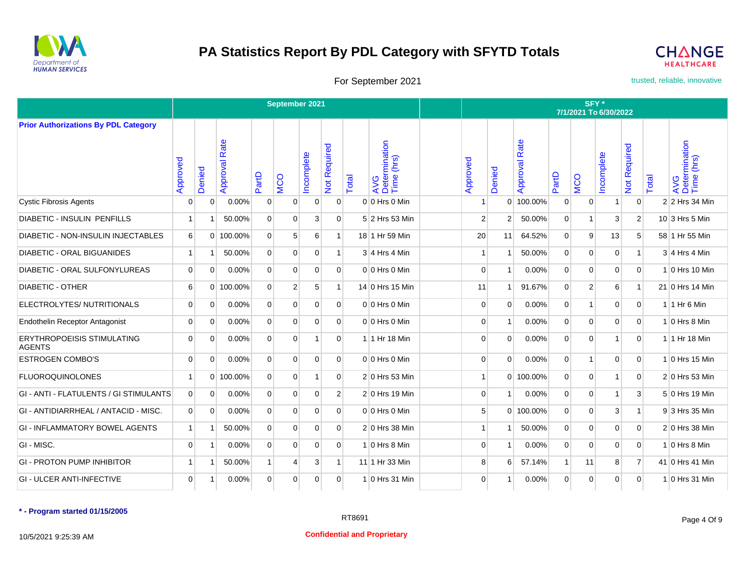# PA Statistics Report By PDL Category with SFYTD Totals

For September 2021

| Prior Authorizations By PDL Category | September 2021 | | | | | | | | | | SFY * 7/1/2021 To 6/30/2022 | | | | | | | | |
|---|---|---|---|---|---|---|---|---|---|---|---|---|---|---|---|---|---|---|---|
| | Approved | Denied | Approval Rate | PartD | MCO | Incomplete | Not Required | Total | AVG Determination Time (hrs) | | Approved | Denied | Approval Rate | PartD | MCO | Incomplete | Not Required | Total | AVG Determination Time (hrs) |
| Cystic Fibrosis Agents | 0 | 0 | 0.00% | 0 | 0 | 0 | 0 | 0 | 0 Hrs 0 Min | | 1 | 0 | 100.00% | 0 | 0 | 1 | 0 | 2 | 2 Hrs 34 Min |
| DIABETIC - INSULIN PENFILLS | 1 | 1 | 50.00% | 0 | 0 | 3 | 0 | 5 | 2 Hrs 53 Min | | 2 | 2 | 50.00% | 0 | 1 | 3 | 2 | 10 | 3 Hrs 5 Min |
| DIABETIC - NON-INSULIN INJECTABLES | 6 | 0 | 100.00% | 0 | 5 | 6 | 1 | 18 | 1 Hr 59 Min | | 20 | 11 | 64.52% | 0 | 9 | 13 | 5 | 58 | 1 Hr 55 Min |
| DIABETIC - ORAL BIGUANIDES | 1 | 1 | 50.00% | 0 | 0 | 0 | 1 | 3 | 4 Hrs 4 Min | | 1 | 1 | 50.00% | 0 | 0 | 0 | 1 | 3 | 4 Hrs 4 Min |
| DIABETIC - ORAL SULFONYLUREAS | 0 | 0 | 0.00% | 0 | 0 | 0 | 0 | 0 | 0 Hrs 0 Min | | 0 | 1 | 0.00% | 0 | 0 | 0 | 0 | 1 | 0 Hrs 10 Min |
| DIABETIC - OTHER | 6 | 0 | 100.00% | 0 | 2 | 5 | 1 | 14 | 0 Hrs 15 Min | | 11 | 1 | 91.67% | 0 | 2 | 6 | 1 | 21 | 0 Hrs 14 Min |
| ELECTROLYTES/ NUTRITIONALS | 0 | 0 | 0.00% | 0 | 0 | 0 | 0 | 0 | 0 Hrs 0 Min | | 0 | 0 | 0.00% | 0 | 1 | 0 | 0 | 1 | 1 Hr 6 Min |
| Endothelin Receptor Antagonist | 0 | 0 | 0.00% | 0 | 0 | 0 | 0 | 0 | 0 Hrs 0 Min | | 0 | 1 | 0.00% | 0 | 0 | 0 | 0 | 1 | 0 Hrs 8 Min |
| ERYTHROPOEISIS STIMULATING AGENTS | 0 | 0 | 0.00% | 0 | 0 | 1 | 0 | 1 | 1 Hr 18 Min | | 0 | 0 | 0.00% | 0 | 0 | 1 | 0 | 1 | 1 Hr 18 Min |
| ESTROGEN COMBO'S | 0 | 0 | 0.00% | 0 | 0 | 0 | 0 | 0 | 0 Hrs 0 Min | | 0 | 0 | 0.00% | 0 | 1 | 0 | 0 | 1 | 0 Hrs 15 Min |
| FLUOROQUINOLONES | 1 | 0 | 100.00% | 0 | 0 | 1 | 0 | 2 | 0 Hrs 53 Min | | 1 | 0 | 100.00% | 0 | 0 | 1 | 0 | 2 | 0 Hrs 53 Min |
| GI - ANTI - FLATULENTS / GI STIMULANTS | 0 | 0 | 0.00% | 0 | 0 | 0 | 2 | 2 | 0 Hrs 19 Min | | 0 | 1 | 0.00% | 0 | 0 | 1 | 3 | 5 | 0 Hrs 19 Min |
| GI - ANTIDIARRHEAL / ANTACID - MISC. | 0 | 0 | 0.00% | 0 | 0 | 0 | 0 | 0 | 0 Hrs 0 Min | | 5 | 0 | 100.00% | 0 | 0 | 3 | 1 | 9 | 3 Hrs 35 Min |
| GI - INFLAMMATORY BOWEL AGENTS | 1 | 1 | 50.00% | 0 | 0 | 0 | 0 | 2 | 0 Hrs 38 Min | | 1 | 1 | 50.00% | 0 | 0 | 0 | 0 | 2 | 0 Hrs 38 Min |
| GI - MISC. | 0 | 1 | 0.00% | 0 | 0 | 0 | 0 | 1 | 0 Hrs 8 Min | | 0 | 1 | 0.00% | 0 | 0 | 0 | 0 | 1 | 0 Hrs 8 Min |
| GI - PROTON PUMP INHIBITOR | 1 | 1 | 50.00% | 1 | 4 | 3 | 1 | 11 | 1 Hr 33 Min | | 8 | 6 | 57.14% | 1 | 11 | 8 | 7 | 41 | 0 Hrs 41 Min |
| GI - ULCER ANTI-INFECTIVE | 0 | 1 | 0.00% | 0 | 0 | 0 | 0 | 1 | 0 Hrs 31 Min | | 0 | 1 | 0.00% | 0 | 0 | 0 | 0 | 1 | 0 Hrs 31 Min |

**\* - Program started 01/15/2005**

RT8691

10/5/2021 9:25:39 AM

**Confidential and Proprietary**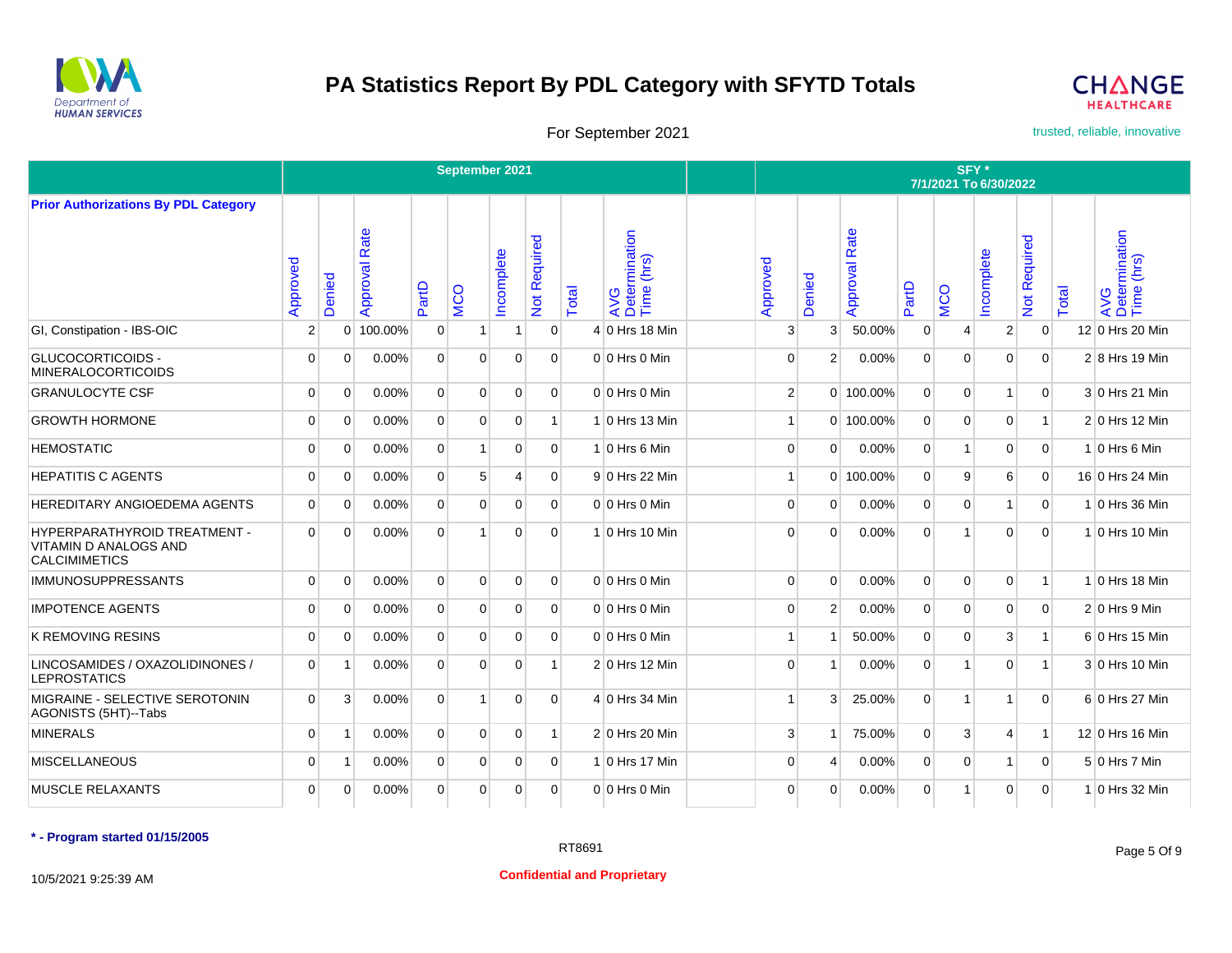# PA Statistics Report By PDL Category with SFYTD Totals

For September 2021

trusted, reliable, innovative

| Prior Authorizations By PDL Category | September 2021 | | | | | | | | | | SFY * 7/1/2021 To 6/30/2022 | | | | | | | | |
|---|---|---|---|---|---|---|---|---|---|---|---|---|---|---|---|---|---|---|---|
| | Approved | Denied | Approval Rate | PartD | MCO | Incomplete | Not Required | Total | AVG Determination Time (hrs) | | Approved | Denied | Approval Rate | PartD | MCO | Incomplete | Not Required | Total | AVG Determination Time (hrs) |
| GI, Constipation - IBS-OIC | 2 | 0 | 100.00% | 0 | 1 | 1 | 0 | 4 | 0 Hrs 18 Min | | 3 | 3 | 50.00% | 0 | 4 | 2 | 0 | 12 | 0 Hrs 20 Min |
| GLUCOCORTICOIDS - MINERALOCORTICOIDS | 0 | 0 | 0.00% | 0 | 0 | 0 | 0 | 0 | 0 Hrs 0 Min | | 0 | 2 | 0.00% | 0 | 0 | 0 | 0 | 2 | 8 Hrs 19 Min |
| GRANULOCYTE CSF | 0 | 0 | 0.00% | 0 | 0 | 0 | 0 | 0 | 0 Hrs 0 Min | | 2 | 0 | 100.00% | 0 | 0 | 1 | 0 | 3 | 0 Hrs 21 Min |
| GROWTH HORMONE | 0 | 0 | 0.00% | 0 | 0 | 0 | 1 | 1 | 0 Hrs 13 Min | | 1 | 0 | 100.00% | 0 | 0 | 0 | 1 | 2 | 0 Hrs 12 Min |
| HEMOSTATIC | 0 | 0 | 0.00% | 0 | 1 | 0 | 0 | 1 | 0 Hrs 6 Min | | 0 | 0 | 0.00% | 0 | 1 | 0 | 0 | 1 | 0 Hrs 6 Min |
| HEPATITIS C AGENTS | 0 | 0 | 0.00% | 0 | 5 | 4 | 0 | 9 | 0 Hrs 22 Min | | 1 | 0 | 100.00% | 0 | 9 | 6 | 0 | 16 | 0 Hrs 24 Min |
| HEREDITARY ANGIOEDEMA AGENTS | 0 | 0 | 0.00% | 0 | 0 | 0 | 0 | 0 | 0 Hrs 0 Min | | 0 | 0 | 0.00% | 0 | 0 | 1 | 0 | 1 | 0 Hrs 36 Min |
| HYPERPARATHYROID TREATMENT - VITAMIN D ANALOGS AND CALCIMIMETICS | 0 | 0 | 0.00% | 0 | 1 | 0 | 0 | 1 | 0 Hrs 10 Min | | 0 | 0 | 0.00% | 0 | 1 | 0 | 0 | 1 | 0 Hrs 10 Min |
| IMMUNOSUPPRESSANTS | 0 | 0 | 0.00% | 0 | 0 | 0 | 0 | 0 | 0 Hrs 0 Min | | 0 | 0 | 0.00% | 0 | 0 | 0 | 1 | 1 | 0 Hrs 18 Min |
| IMPOTENCE AGENTS | 0 | 0 | 0.00% | 0 | 0 | 0 | 0 | 0 | 0 Hrs 0 Min | | 0 | 2 | 0.00% | 0 | 0 | 0 | 0 | 2 | 0 Hrs 9 Min |
| K REMOVING RESINS | 0 | 0 | 0.00% | 0 | 0 | 0 | 0 | 0 | 0 Hrs 0 Min | | 1 | 1 | 50.00% | 0 | 0 | 3 | 1 | 6 | 0 Hrs 15 Min |
| LINCOSAMIDES / OXAZOLIDINONES / LEPROSTATICS | 0 | 1 | 0.00% | 0 | 0 | 0 | 1 | 2 | 0 Hrs 12 Min | | 0 | 1 | 0.00% | 0 | 1 | 0 | 1 | 3 | 0 Hrs 10 Min |
| MIGRAINE - SELECTIVE SEROTONIN AGONISTS (5HT)--Tabs | 0 | 3 | 0.00% | 0 | 1 | 0 | 0 | 4 | 0 Hrs 34 Min | | 1 | 3 | 25.00% | 0 | 1 | 1 | 0 | 6 | 0 Hrs 27 Min |
| MINERALS | 0 | 1 | 0.00% | 0 | 0 | 0 | 1 | 2 | 0 Hrs 20 Min | | 3 | 1 | 75.00% | 0 | 3 | 4 | 1 | 12 | 0 Hrs 16 Min |
| MISCELLANEOUS | 0 | 1 | 0.00% | 0 | 0 | 0 | 0 | 1 | 0 Hrs 17 Min | | 0 | 4 | 0.00% | 0 | 0 | 1 | 0 | 5 | 0 Hrs 7 Min |
| MUSCLE RELAXANTS | 0 | 0 | 0.00% | 0 | 0 | 0 | 0 | 0 | 0 Hrs 0 Min | | 0 | 0 | 0.00% | 0 | 1 | 0 | 0 | 1 | 0 Hrs 32 Min |

**\* - Program started 01/15/2005**

RT8691

10/5/2021 9:25:39 AM

**Confidential and Proprietary**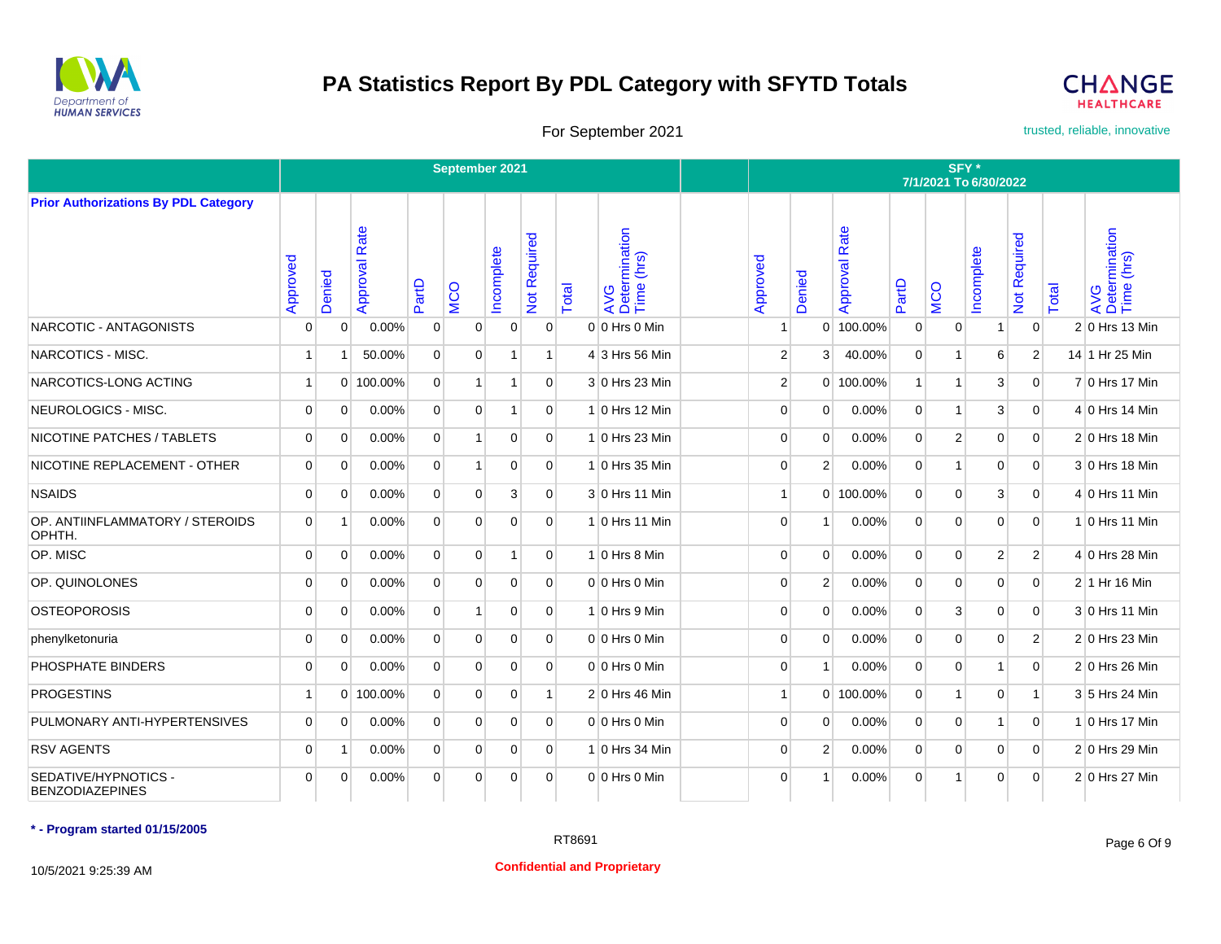# PA Statistics Report By PDL Category with SFYTD Totals

For September 2021

trusted, reliable, innovative

| Prior Authorizations By PDL Category | September 2021 | | | | | | | | | | SFY * 7/1/2021 To 6/30/2022 | | | | | | | | |
|---|---|---|---|---|---|---|---|---|---|---|---|---|---|---|---|---|---|---|---|
| | Approved | Denied | Approval Rate | PartD | MCO | Incomplete | Not Required | Total | AVG Determination Time (hrs) | | Approved | Denied | Approval Rate | PartD | MCO | Incomplete | Not Required | Total | AVG Determination Time (hrs) |
| NARCOTIC - ANTAGONISTS | 0 | 0 | 0.00% | 0 | 0 | 0 | 0 | 0 | 0 Hrs 0 Min | | 1 | 0 | 100.00% | 0 | 0 | 1 | 0 | 2 | 0 Hrs 13 Min |
| NARCOTICS - MISC. | 1 | 1 | 50.00% | 0 | 0 | 1 | 1 | 4 | 3 Hrs 56 Min | | 2 | 3 | 40.00% | 0 | 1 | 6 | 2 | 14 | 1 Hr 25 Min |
| NARCOTICS-LONG ACTING | 1 | 0 | 100.00% | 0 | 1 | 1 | 0 | 3 | 0 Hrs 23 Min | | 2 | 0 | 100.00% | 1 | 1 | 3 | 0 | 7 | 0 Hrs 17 Min |
| NEUROLOGICS - MISC. | 0 | 0 | 0.00% | 0 | 0 | 1 | 0 | 1 | 0 Hrs 12 Min | | 0 | 0 | 0.00% | 0 | 1 | 3 | 0 | 4 | 0 Hrs 14 Min |
| NICOTINE PATCHES / TABLETS | 0 | 0 | 0.00% | 0 | 1 | 0 | 0 | 1 | 0 Hrs 23 Min | | 0 | 0 | 0.00% | 0 | 2 | 0 | 0 | 2 | 0 Hrs 18 Min |
| NICOTINE REPLACEMENT - OTHER | 0 | 0 | 0.00% | 0 | 1 | 0 | 0 | 1 | 0 Hrs 35 Min | | 0 | 2 | 0.00% | 0 | 1 | 0 | 0 | 3 | 0 Hrs 18 Min |
| NSAIDS | 0 | 0 | 0.00% | 0 | 0 | 3 | 0 | 3 | 0 Hrs 11 Min | | 1 | 0 | 100.00% | 0 | 0 | 3 | 0 | 4 | 0 Hrs 11 Min |
| OP. ANTIINFLAMMATORY / STEROIDS OPHTH. | 0 | 1 | 0.00% | 0 | 0 | 0 | 0 | 1 | 0 Hrs 11 Min | | 0 | 1 | 0.00% | 0 | 0 | 0 | 0 | 1 | 0 Hrs 11 Min |
| OP. MISC | 0 | 0 | 0.00% | 0 | 0 | 1 | 0 | 1 | 0 Hrs 8 Min | | 0 | 0 | 0.00% | 0 | 0 | 2 | 2 | 4 | 0 Hrs 28 Min |
| OP. QUINOLONES | 0 | 0 | 0.00% | 0 | 0 | 0 | 0 | 0 | 0 Hrs 0 Min | | 0 | 2 | 0.00% | 0 | 0 | 0 | 0 | 2 | 1 Hr 16 Min |
| OSTEOPOROSIS | 0 | 0 | 0.00% | 0 | 1 | 0 | 0 | 1 | 0 Hrs 9 Min | | 0 | 0 | 0.00% | 0 | 3 | 0 | 0 | 3 | 0 Hrs 11 Min |
| phenylketonuria | 0 | 0 | 0.00% | 0 | 0 | 0 | 0 | 0 | 0 Hrs 0 Min | | 0 | 0 | 0.00% | 0 | 0 | 0 | 2 | 2 | 0 Hrs 23 Min |
| PHOSPHATE BINDERS | 0 | 0 | 0.00% | 0 | 0 | 0 | 0 | 0 | 0 Hrs 0 Min | | 0 | 1 | 0.00% | 0 | 0 | 1 | 0 | 2 | 0 Hrs 26 Min |
| PROGESTINS | 1 | 0 | 100.00% | 0 | 0 | 0 | 1 | 2 | 0 Hrs 46 Min | | 1 | 0 | 100.00% | 0 | 1 | 0 | 1 | 3 | 5 Hrs 24 Min |
| PULMONARY ANTI-HYPERTENSIVES | 0 | 0 | 0.00% | 0 | 0 | 0 | 0 | 0 | 0 Hrs 0 Min | | 0 | 0 | 0.00% | 0 | 0 | 1 | 0 | 1 | 0 Hrs 17 Min |
| RSV AGENTS | 0 | 1 | 0.00% | 0 | 0 | 0 | 0 | 1 | 0 Hrs 34 Min | | 0 | 2 | 0.00% | 0 | 0 | 0 | 0 | 2 | 0 Hrs 29 Min |
| SEDATIVE/HYPNOTICS - BENZODIAZEPINES | 0 | 0 | 0.00% | 0 | 0 | 0 | 0 | 0 | 0 Hrs 0 Min | | 0 | 1 | 0.00% | 0 | 1 | 0 | 0 | 2 | 0 Hrs 27 Min |

**\* - Program started 01/15/2005**

RT8691

10/5/2021 9:25:39 AM

Confidential and Proprietary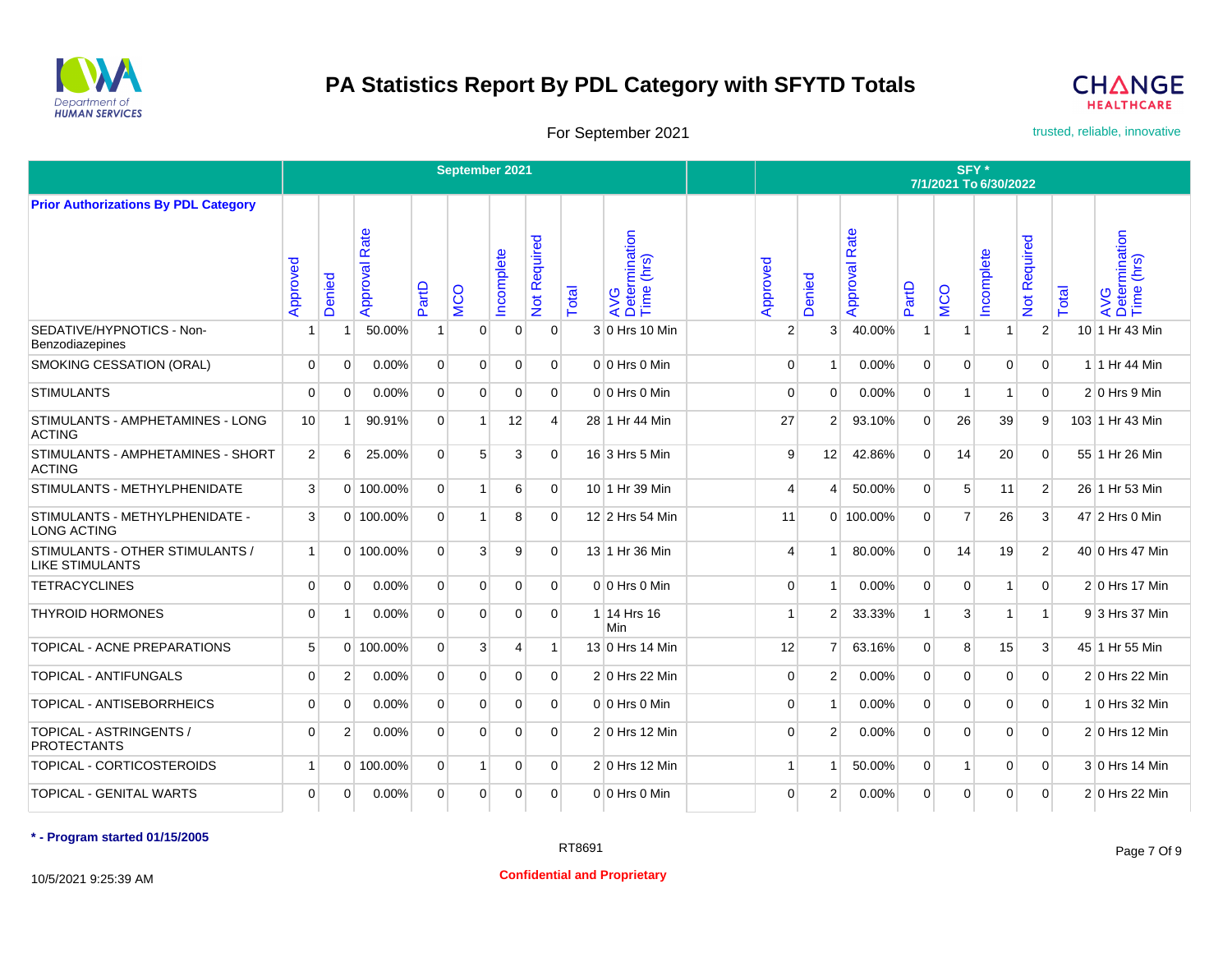# PA Statistics Report By PDL Category with SFYTD Totals

For September 2021

trusted, reliable, innovative

| Prior Authorizations By PDL Category | September 2021 | | | | | | | | | | SFY * 7/1/2021 To 6/30/2022 | | | | | | | | |
|---|---|---|---|---|---|---|---|---|---|---|---|---|---|---|---|---|---|---|---|
| | Approved | Denied | Approval Rate | PartD | MCO | Incomplete | Not Required | Total | AVG Determination Time (hrs) | | Approved | Denied | Approval Rate | PartD | MCO | Incomplete | Not Required | Total | AVG Determination Time (hrs) |
| SEDATIVE/HYPNOTICS - Non-Benzodiazepines | 1 | 1 | 50.00% | 1 | 0 | 0 | 0 | 3 | 0 Hrs 10 Min | | 2 | 3 | 40.00% | 1 | 1 | 1 | 2 | 10 | 1 Hr 43 Min |
| SMOKING CESSATION (ORAL) | 0 | 0 | 0.00% | 0 | 0 | 0 | 0 | 0 | 0 Hrs 0 Min | | 0 | 1 | 0.00% | 0 | 0 | 0 | 0 | 1 | 1 Hr 44 Min |
| STIMULANTS | 0 | 0 | 0.00% | 0 | 0 | 0 | 0 | 0 | 0 Hrs 0 Min | | 0 | 0 | 0.00% | 0 | 1 | 1 | 0 | 2 | 0 Hrs 9 Min |
| STIMULANTS - AMPHETAMINES - LONG ACTING | 10 | 1 | 90.91% | 0 | 1 | 12 | 4 | 28 | 1 Hr 44 Min | | 27 | 2 | 93.10% | 0 | 26 | 39 | 9 | 103 | 1 Hr 43 Min |
| STIMULANTS - AMPHETAMINES - SHORT ACTING | 2 | 6 | 25.00% | 0 | 5 | 3 | 0 | 16 | 3 Hrs 5 Min | | 9 | 12 | 42.86% | 0 | 14 | 20 | 0 | 55 | 1 Hr 26 Min |
| STIMULANTS - METHYLPHENIDATE | 3 | 0 | 100.00% | 0 | 1 | 6 | 0 | 10 | 1 Hr 39 Min | | 4 | 4 | 50.00% | 0 | 5 | 11 | 2 | 26 | 1 Hr 53 Min |
| STIMULANTS - METHYLPHENIDATE - LONG ACTING | 3 | 0 | 100.00% | 0 | 1 | 8 | 0 | 12 | 2 Hrs 54 Min | | 11 | 0 | 100.00% | 0 | 7 | 26 | 3 | 47 | 2 Hrs 0 Min |
| STIMULANTS - OTHER STIMULANTS / LIKE STIMULANTS | 1 | 0 | 100.00% | 0 | 3 | 9 | 0 | 13 | 1 Hr 36 Min | | 4 | 1 | 80.00% | 0 | 14 | 19 | 2 | 40 | 0 Hrs 47 Min |
| TETRACYCLINES | 0 | 0 | 0.00% | 0 | 0 | 0 | 0 | 0 | 0 Hrs 0 Min | | 0 | 1 | 0.00% | 0 | 0 | 1 | 0 | 2 | 0 Hrs 17 Min |
| THYROID HORMONES | 0 | 1 | 0.00% | 0 | 0 | 0 | 0 | 1 | 14 Hrs 16 Min | | 1 | 2 | 33.33% | 1 | 3 | 1 | 1 | 9 | 3 Hrs 37 Min |
| TOPICAL - ACNE PREPARATIONS | 5 | 0 | 100.00% | 0 | 3 | 4 | 1 | 13 | 0 Hrs 14 Min | | 12 | 7 | 63.16% | 0 | 8 | 15 | 3 | 45 | 1 Hr 55 Min |
| TOPICAL - ANTIFUNGALS | 0 | 2 | 0.00% | 0 | 0 | 0 | 0 | 2 | 0 Hrs 22 Min | | 0 | 2 | 0.00% | 0 | 0 | 0 | 0 | 2 | 0 Hrs 22 Min |
| TOPICAL - ANTISEBORRHEICS | 0 | 0 | 0.00% | 0 | 0 | 0 | 0 | 0 | 0 Hrs 0 Min | | 0 | 1 | 0.00% | 0 | 0 | 0 | 0 | 1 | 0 Hrs 32 Min |
| TOPICAL - ASTRINGENTS / PROTECTANTS | 0 | 2 | 0.00% | 0 | 0 | 0 | 0 | 2 | 0 Hrs 12 Min | | 0 | 2 | 0.00% | 0 | 0 | 0 | 0 | 2 | 0 Hrs 12 Min |
| TOPICAL - CORTICOSTEROIDS | 1 | 0 | 100.00% | 0 | 1 | 0 | 0 | 2 | 0 Hrs 12 Min | | 1 | 1 | 50.00% | 0 | 1 | 0 | 0 | 3 | 0 Hrs 14 Min |
| TOPICAL - GENITAL WARTS | 0 | 0 | 0.00% | 0 | 0 | 0 | 0 | 0 | 0 Hrs 0 Min | | 0 | 2 | 0.00% | 0 | 0 | 0 | 0 | 2 | 0 Hrs 22 Min |

**\* - Program started 01/15/2005**

RT8691

10/5/2021 9:25:39 AM

**Confidential and Proprietary**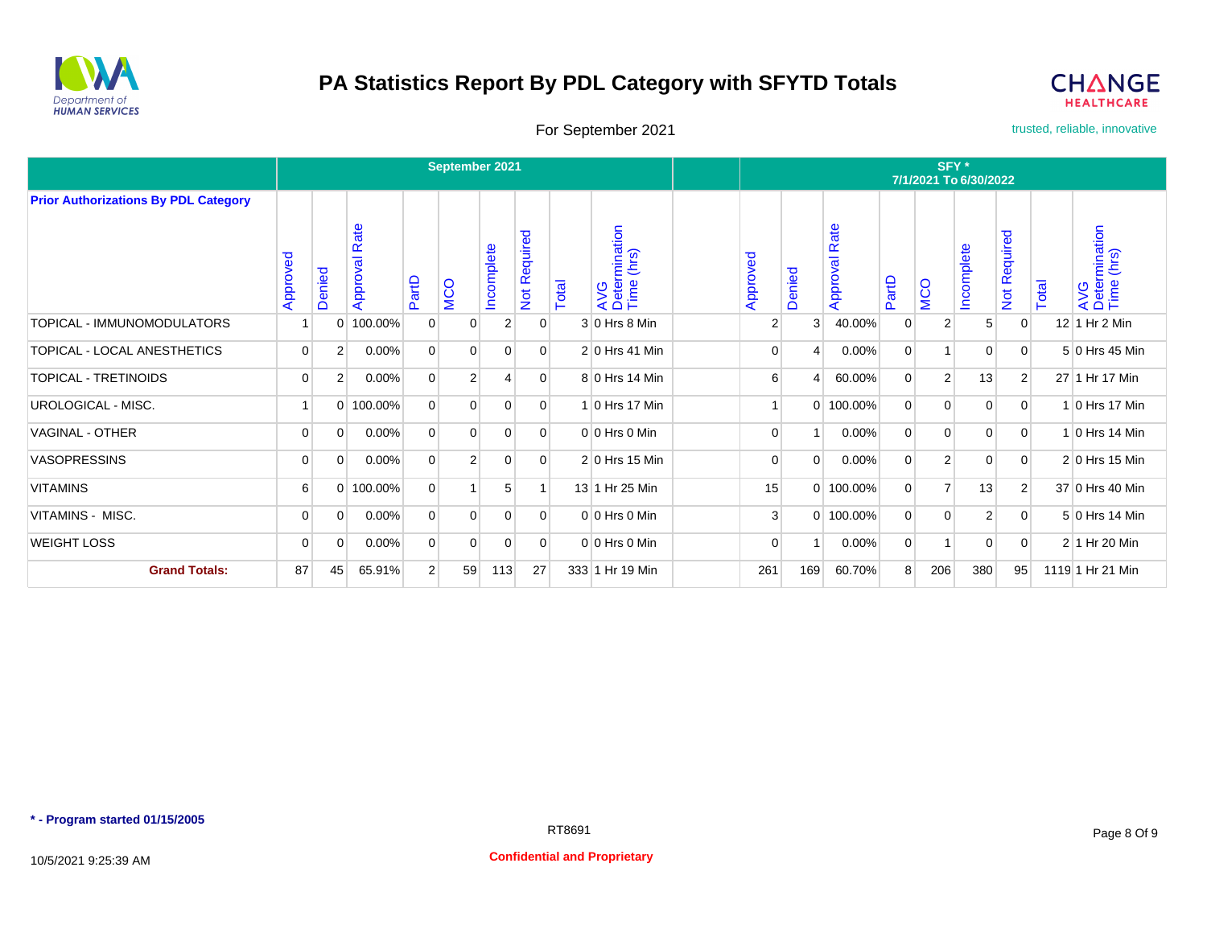# PA Statistics Report By PDL Category with SFYTD Totals

For September 2021

trusted, reliable, innovative

| Prior Authorizations By PDL Category | September 2021 | | | | | | | | | | SFY * 7/1/2021 To 6/30/2022 | | | | | | | | |
|---|---|---|---|---|---|---|---|---|---|---|---|---|---|---|---|---|---|---|---|
| | Approved | Denied | Approval Rate | PartD | MCO | Incomplete | Not Required | Total | AVG Determination Time (hrs) | | Approved | Denied | Approval Rate | PartD | MCO | Incomplete | Not Required | Total | AVG Determination Time (hrs) |
| TOPICAL - IMMUNOMODULATORS | 1 | 0 | 100.00% | 0 | 0 | 2 | 0 | 3 | 0 Hrs 8 Min | | 2 | 3 | 40.00% | 0 | 2 | 5 | 0 | 12 | 1 Hr 2 Min |
| TOPICAL - LOCAL ANESTHETICS | 0 | 2 | 0.00% | 0 | 0 | 0 | 0 | 2 | 0 Hrs 41 Min | | 0 | 4 | 0.00% | 0 | 1 | 0 | 0 | 5 | 0 Hrs 45 Min |
| TOPICAL - TRETINOIDS | 0 | 2 | 0.00% | 0 | 2 | 4 | 0 | 8 | 0 Hrs 14 Min | | 6 | 4 | 60.00% | 0 | 2 | 13 | 2 | 27 | 1 Hr 17 Min |
| UROLOGICAL - MISC. | 1 | 0 | 100.00% | 0 | 0 | 0 | 0 | 1 | 0 Hrs 17 Min | | 1 | 0 | 100.00% | 0 | 0 | 0 | 0 | 1 | 0 Hrs 17 Min |
| VAGINAL - OTHER | 0 | 0 | 0.00% | 0 | 0 | 0 | 0 | 0 | 0 Hrs 0 Min | | 0 | 1 | 0.00% | 0 | 0 | 0 | 0 | 1 | 0 Hrs 14 Min |
| VASOPRESSINS | 0 | 0 | 0.00% | 0 | 2 | 0 | 0 | 2 | 0 Hrs 15 Min | | 0 | 0 | 0.00% | 0 | 2 | 0 | 0 | 2 | 0 Hrs 15 Min |
| VITAMINS | 6 | 0 | 100.00% | 0 | 1 | 5 | 1 | 13 | 1 Hr 25 Min | | 15 | 0 | 100.00% | 0 | 7 | 13 | 2 | 37 | 0 Hrs 40 Min |
| VITAMINS - MISC. | 0 | 0 | 0.00% | 0 | 0 | 0 | 0 | 0 | 0 Hrs 0 Min | | 3 | 0 | 100.00% | 0 | 0 | 2 | 0 | 5 | 0 Hrs 14 Min |
| WEIGHT LOSS | 0 | 0 | 0.00% | 0 | 0 | 0 | 0 | 0 | 0 Hrs 0 Min | | 0 | 1 | 0.00% | 0 | 1 | 0 | 0 | 2 | 1 Hr 20 Min |
| **Grand Totals:** | 87 | 45 | 65.91% | 2 | 59 | 113 | 27 | 333 | 1 Hr 19 Min | | 261 | 169 | 60.70% | 8 | 206 | 380 | 95 | 1119 | 1 Hr 21 Min |

**\* - Program started 01/15/2005**

RT8691

10/5/2021 9:25:39 AM

**Confidential and Proprietary**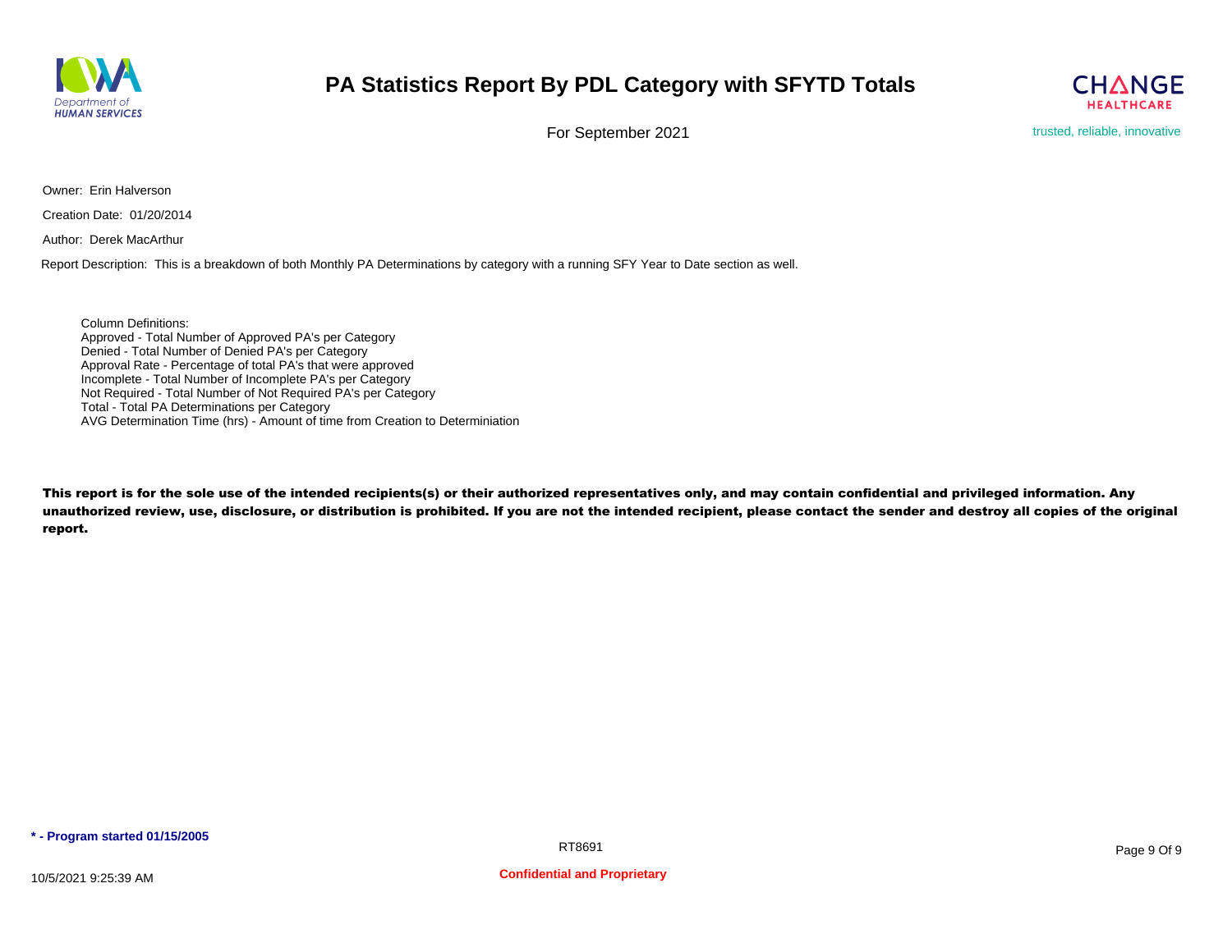# PA Statistics Report By PDL Category with SFYTD Totals

For September 2021

Owner: Erin Halverson

Creation Date: 01/20/2014

Author: Derek MacArthur

Report Description: This is a breakdown of both Monthly PA Determinations by category with a running SFY Year to Date section as well.

Column Definitions:
Approved - Total Number of Approved PA's per Category
Denied - Total Number of Denied PA's per Category
Approval Rate - Percentage of total PA's that were approved
Incomplete - Total Number of Incomplete PA's per Category
Not Required - Total Number of Not Required PA's per Category
Total - Total PA Determinations per Category
AVG Determination Time (hrs) - Amount of time from Creation to Determiniation

**This report is for the sole use of the intended recipients(s) or their authorized representatives only, and may contain confidential and privileged information. Any unauthorized review, use, disclosure, or distribution is prohibited. If you are not the intended recipient, please contact the sender and destroy all copies of the original report.**

**\* - Program started 01/15/2005**

RT8691

10/5/2021 9:25:39 AM

**Confidential and Proprietary**